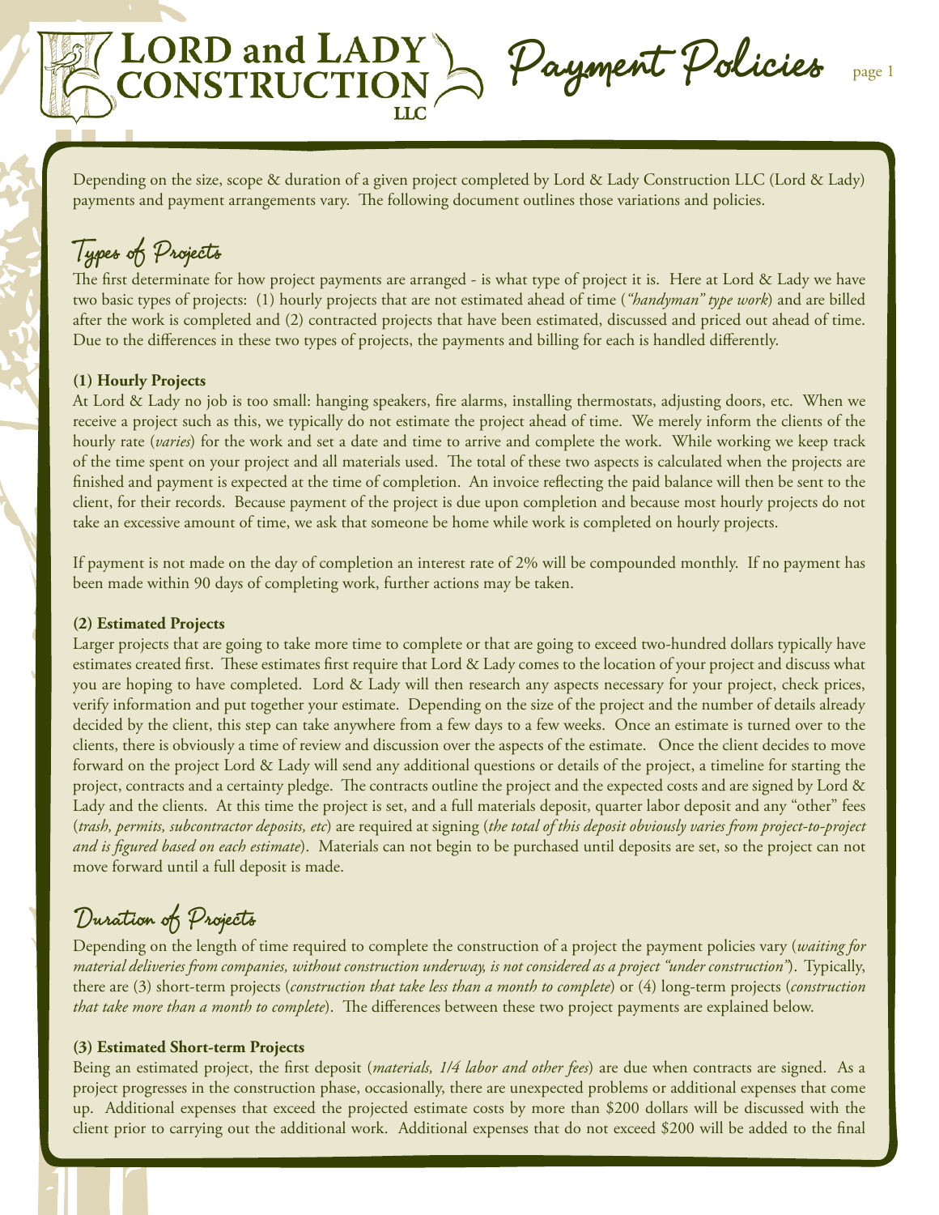# LORD and LADY CONSTRUCTION LLC — Payment Policies

Depending on the size, scope & duration of a given project completed by Lord & Lady Construction LLC (Lord & Lady) payments and payment arrangements vary. The following document outlines those variations and policies.

## Types of Projects

The first determinate for how project payments are arranged - is what type of project it is. Here at Lord & Lady we have two basic types of projects: (1) hourly projects that are not estimated ahead of time (*"handyman" type work*) and are billed after the work is completed and (2) contracted projects that have been estimated, discussed and priced out ahead of time. Due to the differences in these two types of projects, the payments and billing for each is handled differently.

**(1) Hourly Projects**

At Lord & Lady no job is too small: hanging speakers, fire alarms, installing thermostats, adjusting doors, etc. When we receive a project such as this, we typically do not estimate the project ahead of time. We merely inform the clients of the hourly rate (*varies*) for the work and set a date and time to arrive and complete the work. While working we keep track of the time spent on your project and all materials used. The total of these two aspects is calculated when the projects are finished and payment is expected at the time of completion. An invoice reflecting the paid balance will then be sent to the client, for their records. Because payment of the project is due upon completion and because most hourly projects do not take an excessive amount of time, we ask that someone be home while work is completed on hourly projects.

If payment is not made on the day of completion an interest rate of 2% will be compounded monthly. If no payment has been made within 90 days of completing work, further actions may be taken.

**(2) Estimated Projects**

Larger projects that are going to take more time to complete or that are going to exceed two-hundred dollars typically have estimates created first. These estimates first require that Lord & Lady comes to the location of your project and discuss what you are hoping to have completed. Lord & Lady will then research any aspects necessary for your project, check prices, verify information and put together your estimate. Depending on the size of the project and the number of details already decided by the client, this step can take anywhere from a few days to a few weeks. Once an estimate is turned over to the clients, there is obviously a time of review and discussion over the aspects of the estimate. Once the client decides to move forward on the project Lord & Lady will send any additional questions or details of the project, a timeline for starting the project, contracts and a certainty pledge. The contracts outline the project and the expected costs and are signed by Lord & Lady and the clients. At this time the project is set, and a full materials deposit, quarter labor deposit and any "other" fees (*trash, permits, subcontractor deposits, etc*) are required at signing (*the total of this deposit obviously varies from project-to-project and is figured based on each estimate*). Materials can not begin to be purchased until deposits are set, so the project can not move forward until a full deposit is made.

## Duration of Projects

Depending on the length of time required to complete the construction of a project the payment policies vary (*waiting for material deliveries from companies, without construction underway, is not considered as a project "under construction"*). Typically, there are (3) short-term projects (*construction that take less than a month to complete*) or (4) long-term projects (*construction that take more than a month to complete*). The differences between these two project payments are explained below.

**(3) Estimated Short-term Projects**

Being an estimated project, the first deposit (*materials, 1/4 labor and other fees*) are due when contracts are signed. As a project progresses in the construction phase, occasionally, there are unexpected problems or additional expenses that come up. Additional expenses that exceed the projected estimate costs by more than $200 dollars will be discussed with the client prior to carrying out the additional work. Additional expenses that do not exceed $200 will be added to the final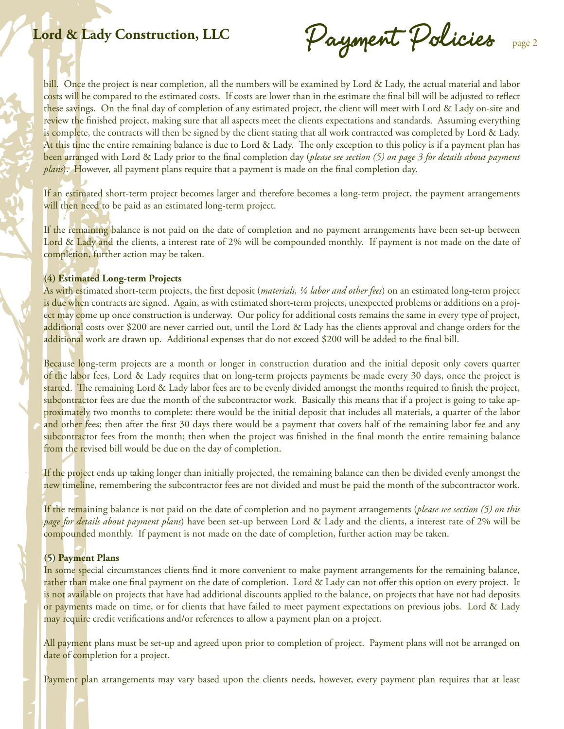bill. Once the project is near completion, all the numbers will be examined by Lord & Lady, the actual material and labor costs will be compared to the estimated costs. If costs are lower than in the estimate the final bill will be adjusted to reflect these savings. On the final day of completion of any estimated project, the client will meet with Lord & Lady on-site and review the finished project, making sure that all aspects meet the clients expectations and standards. Assuming everything is complete, the contracts will then be signed by the client stating that all work contracted was completed by Lord & Lady. At this time the entire remaining balance is due to Lord & Lady. The only exception to this policy is if a payment plan has been arranged with Lord & Lady prior to the final completion day (*please see section (5) on page 3 for details about payment plans*). However, all payment plans require that a payment is made on the final completion day.

If an estimated short-term project becomes larger and therefore becomes a long-term project, the payment arrangements will then need to be paid as an estimated long-term project.

If the remaining balance is not paid on the date of completion and no payment arrangements have been set-up between Lord & Lady and the clients, a interest rate of 2% will be compounded monthly. If payment is not made on the date of completion, further action may be taken.

**(4) Estimated Long-term Projects**

As with estimated short-term projects, the first deposit (*materials, ¼ labor and other fees*) on an estimated long-term project is due when contracts are signed. Again, as with estimated short-term projects, unexpected problems or additions on a project may come up once construction is underway. Our policy for additional costs remains the same in every type of project, additional costs over $200 are never carried out, until the Lord & Lady has the clients approval and change orders for the additional work are drawn up. Additional expenses that do not exceed $200 will be added to the final bill.

Because long-term projects are a month or longer in construction duration and the initial deposit only covers quarter of the labor fees, Lord & Lady requires that on long-term projects payments be made every 30 days, once the project is started. The remaining Lord & Lady labor fees are to be evenly divided amongst the months required to finish the project, subcontractor fees are due the month of the subcontractor work. Basically this means that if a project is going to take approximately two months to complete: there would be the initial deposit that includes all materials, a quarter of the labor and other fees; then after the first 30 days there would be a payment that covers half of the remaining labor fee and any subcontractor fees from the month; then when the project was finished in the final month the entire remaining balance from the revised bill would be due on the day of completion.

If the project ends up taking longer than initially projected, the remaining balance can then be divided evenly amongst the new timeline, remembering the subcontractor fees are not divided and must be paid the month of the subcontractor work.

If the remaining balance is not paid on the date of completion and no payment arrangements (*please see section (5) on this page for details about payment plans*) have been set-up between Lord & Lady and the clients, a interest rate of 2% will be compounded monthly. If payment is not made on the date of completion, further action may be taken.

**(5) Payment Plans**

In some special circumstances clients find it more convenient to make payment arrangements for the remaining balance, rather than make one final payment on the date of completion. Lord & Lady can not offer this option on every project. It is not available on projects that have had additional discounts applied to the balance, on projects that have not had deposits or payments made on time, or for clients that have failed to meet payment expectations on previous jobs. Lord & Lady may require credit verifications and/or references to allow a payment plan on a project.

All payment plans must be set-up and agreed upon prior to completion of project. Payment plans will not be arranged on date of completion for a project.

Payment plan arrangements may vary based upon the clients needs, however, every payment plan requires that at least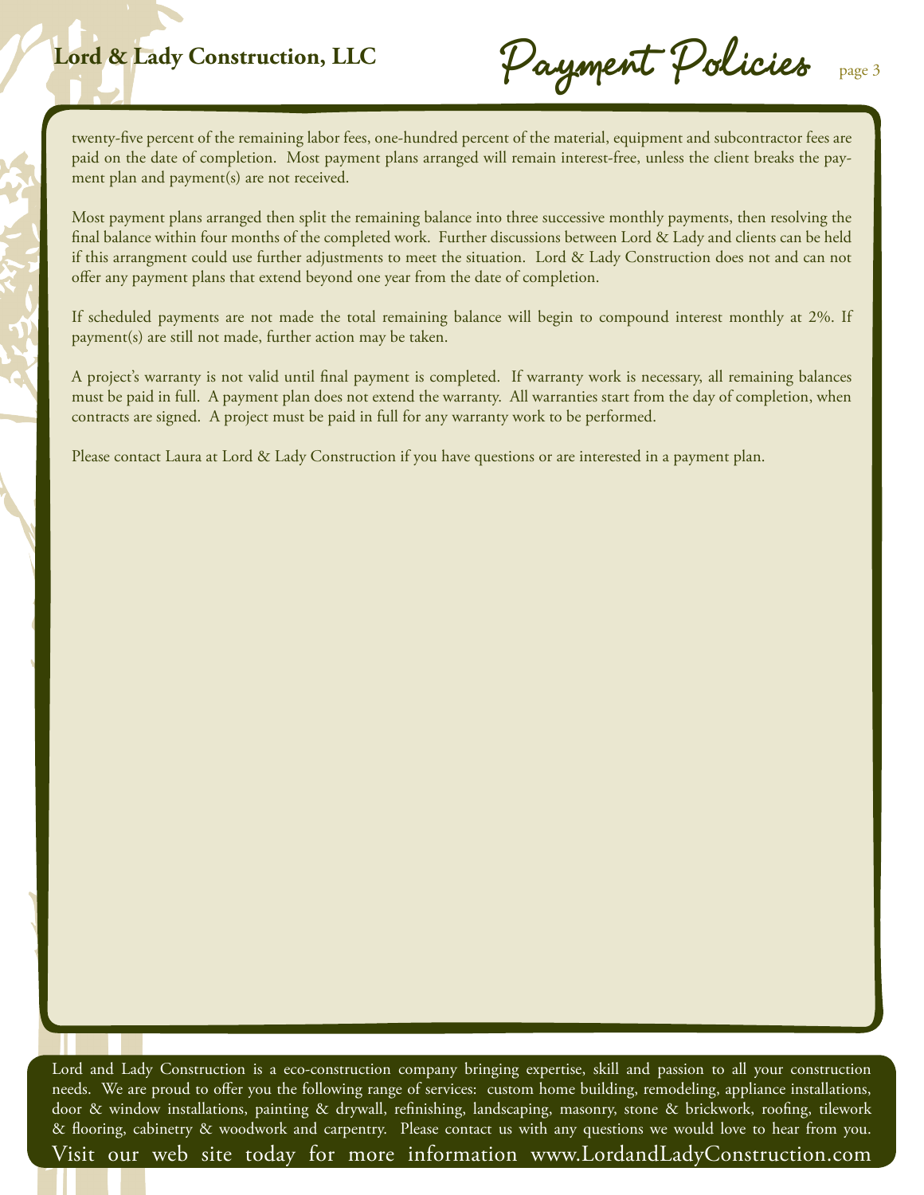twenty-five percent of the remaining labor fees, one-hundred percent of the material, equipment and subcontractor fees are paid on the date of completion. Most payment plans arranged will remain interest-free, unless the client breaks the payment plan and payment(s) are not received.

Most payment plans arranged then split the remaining balance into three successive monthly payments, then resolving the final balance within four months of the completed work. Further discussions between Lord & Lady and clients can be held if this arrangment could use further adjustments to meet the situation. Lord & Lady Construction does not and can not offer any payment plans that extend beyond one year from the date of completion.

If scheduled payments are not made the total remaining balance will begin to compound interest monthly at 2%. If payment(s) are still not made, further action may be taken.

A project's warranty is not valid until final payment is completed. If warranty work is necessary, all remaining balances must be paid in full. A payment plan does not extend the warranty. All warranties start from the day of completion, when contracts are signed. A project must be paid in full for any warranty work to be performed.

Please contact Laura at Lord & Lady Construction if you have questions or are interested in a payment plan.

Lord and Lady Construction is a eco-construction company bringing expertise, skill and passion to all your construction needs. We are proud to offer you the following range of services: custom home building, remodeling, appliance installations, door & window installations, painting & drywall, refinishing, landscaping, masonry, stone & brickwork, roofing, tilework & flooring, cabinetry & woodwork and carpentry. Please contact us with any questions we would love to hear from you.

Visit our web site today for more information www.LordandLadyConstruction.com